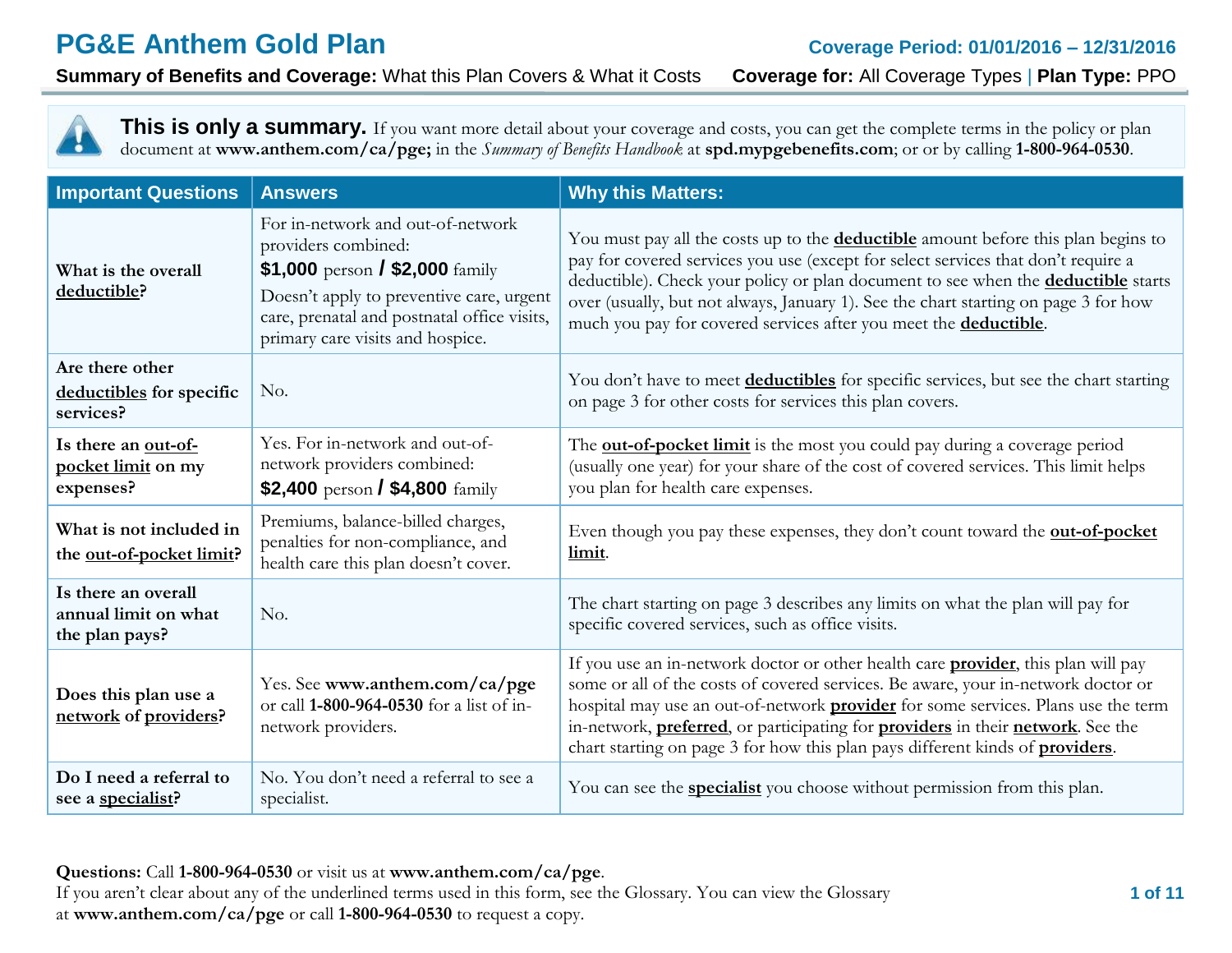# PG&E Anthem Gold Plan

**Coverage Period: 01/01/2016 – 12/31/2016**

**Summary of Benefits and Coverage:** What this Plan Covers & What it Costs **Coverage for:** All Coverage Types | **Plan Type:** PPO

**This is only a summary.** If you want more detail about your coverage and costs, you can get the complete terms in the policy or plan document at **www.anthem.com/ca/pge;** in the *Summary of Benefits Handbook* at **spd.mypgebenefits.com**; or or by calling **1-800-964-0530**.

| Important Questions | Answers | Why this Matters: |
|---|---|---|
| **What is the overall deductible?** | For in-network and out-of-network providers combined: **$1,000** person **/ $2,000** family. Doesn't apply to preventive care, urgent care, prenatal and postnatal office visits, primary care visits and hospice. | You must pay all the costs up to the **deductible** amount before this plan begins to pay for covered services you use (except for select services that don't require a deductible). Check your policy or plan document to see when the **deductible** starts over (usually, but not always, January 1). See the chart starting on page 3 for how much you pay for covered services after you meet the **deductible**. |
| **Are there other deductibles for specific services?** | No. | You don't have to meet **deductibles** for specific services, but see the chart starting on page 3 for other costs for services this plan covers. |
| **Is there an out-of-pocket limit on my expenses?** | Yes. For in-network and out-of-network providers combined: **$2,400** person **/ $4,800** family | The **out-of-pocket limit** is the most you could pay during a coverage period (usually one year) for your share of the cost of covered services. This limit helps you plan for health care expenses. |
| **What is not included in the out-of-pocket limit?** | Premiums, balance-billed charges, penalties for non-compliance, and health care this plan doesn't cover. | Even though you pay these expenses, they don't count toward the **out-of-pocket limit**. |
| **Is there an overall annual limit on what the plan pays?** | No. | The chart starting on page 3 describes any limits on what the plan will pay for specific covered services, such as office visits. |
| **Does this plan use a network of providers?** | Yes. See **www.anthem.com/ca/pge** or call **1-800-964-0530** for a list of in-network providers. | If you use an in-network doctor or other health care **provider**, this plan will pay some or all of the costs of covered services. Be aware, your in-network doctor or hospital may use an out-of-network **provider** for some services. Plans use the term in-network, **preferred**, or participating for **providers** in their **network**. See the chart starting on page 3 for how this plan pays different kinds of **providers**. |
| **Do I need a referral to see a specialist?** | No. You don't need a referral to see a specialist. | You can see the **specialist** you choose without permission from this plan. |

**Questions:** Call **1-800-964-0530** or visit us at **www.anthem.com/ca/pge**.
If you aren't clear about any of the underlined terms used in this form, see the Glossary. You can view the Glossary at **www.anthem.com/ca/pge** or call **1-800-964-0530** to request a copy.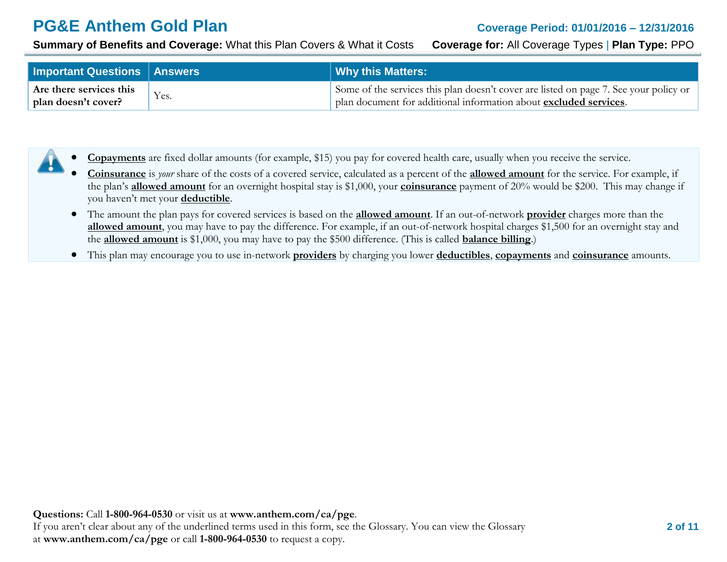| Important Questions | Answers | Why this Matters: |
|---|---|---|
| **Are there services this plan doesn't cover?** | Yes. | Some of the services this plan doesn't cover are listed on page 7. See your policy or plan document for additional information about **excluded services**. |

- **Copayments** are fixed dollar amounts (for example, $15) you pay for covered health care, usually when you receive the service.
- **Coinsurance** is *your* share of the costs of a covered service, calculated as a percent of the **allowed amount** for the service. For example, if the plan's **allowed amount** for an overnight hospital stay is $1,000, your **coinsurance** payment of 20% would be $200. This may change if you haven't met your **deductible**.
- The amount the plan pays for covered services is based on the **allowed amount**. If an out-of-network **provider** charges more than the **allowed amount**, you may have to pay the difference. For example, if an out-of-network hospital charges $1,500 for an overnight stay and the **allowed amount** is $1,000, you may have to pay the $500 difference. (This is called **balance billing**.)
- This plan may encourage you to use in-network **providers** by charging you lower **deductibles**, **copayments** and **coinsurance** amounts.

**Questions:** Call **1-800-964-0530** or visit us at **www.anthem.com/ca/pge**.
If you aren't clear about any of the underlined terms used in this form, see the Glossary. You can view the Glossary at **www.anthem.com/ca/pge** or call **1-800-964-0530** to request a copy.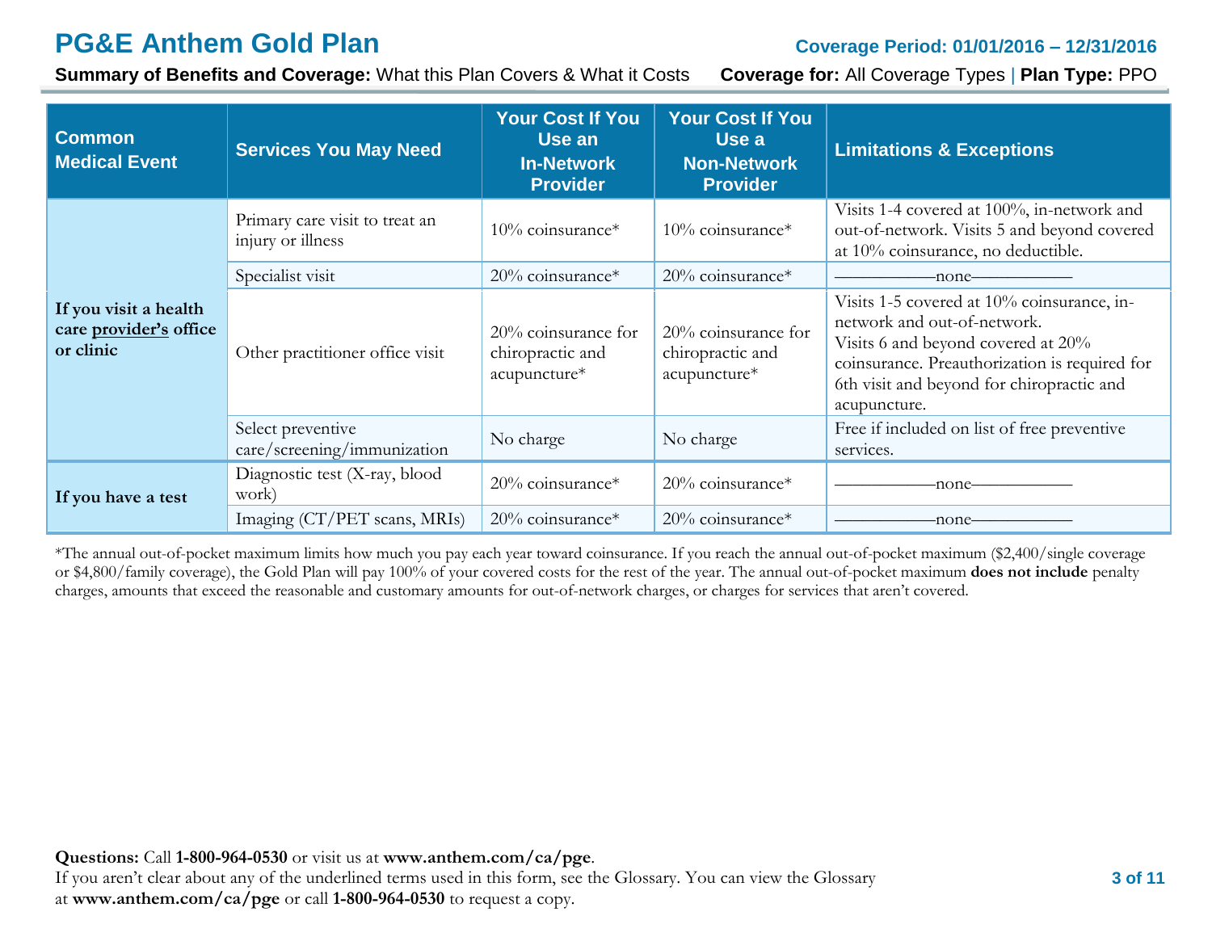# PG&E Anthem Gold Plan

**Coverage Period: 01/01/2016 – 12/31/2016**

**Summary of Benefits and Coverage:** What this Plan Covers & What it Costs **Coverage for:** All Coverage Types | **Plan Type:** PPO

| Common Medical Event | Services You May Need | Your Cost If You Use an In-Network Provider | Your Cost If You Use a Non-Network Provider | Limitations & Exceptions |
|---|---|---|---|---|
| **If you visit a health care provider's office or clinic** | Primary care visit to treat an injury or illness | 10% coinsurance* | 10% coinsurance* | Visits 1-4 covered at 100%, in-network and out-of-network. Visits 5 and beyond covered at 10% coinsurance, no deductible. |
| | Specialist visit | 20% coinsurance* | 20% coinsurance* | ——————none—————— |
| | Other practitioner office visit | 20% coinsurance for chiropractic and acupuncture* | 20% coinsurance for chiropractic and acupuncture* | Visits 1-5 covered at 10% coinsurance, in-network and out-of-network. Visits 6 and beyond covered at 20% coinsurance. Preauthorization is required for 6th visit and beyond for chiropractic and acupuncture. |
| | Select preventive care/screening/immunization | No charge | No charge | Free if included on list of free preventive services. |
| **If you have a test** | Diagnostic test (X-ray, blood work) | 20% coinsurance* | 20% coinsurance* | ——————none—————— |
| | Imaging (CT/PET scans, MRIs) | 20% coinsurance* | 20% coinsurance* | ——————none—————— |

*The annual out-of-pocket maximum limits how much you pay each year toward coinsurance. If you reach the annual out-of-pocket maximum ($2,400/single coverage or $4,800/family coverage), the Gold Plan will pay 100% of your covered costs for the rest of the year. The annual out-of-pocket maximum **does not include** penalty charges, amounts that exceed the reasonable and customary amounts for out-of-network charges, or charges for services that aren't covered.

**Questions:** Call **1-800-964-0530** or visit us at **www.anthem.com/ca/pge**.
If you aren't clear about any of the underlined terms used in this form, see the Glossary. You can view the Glossary at **www.anthem.com/ca/pge** or call **1-800-964-0530** to request a copy.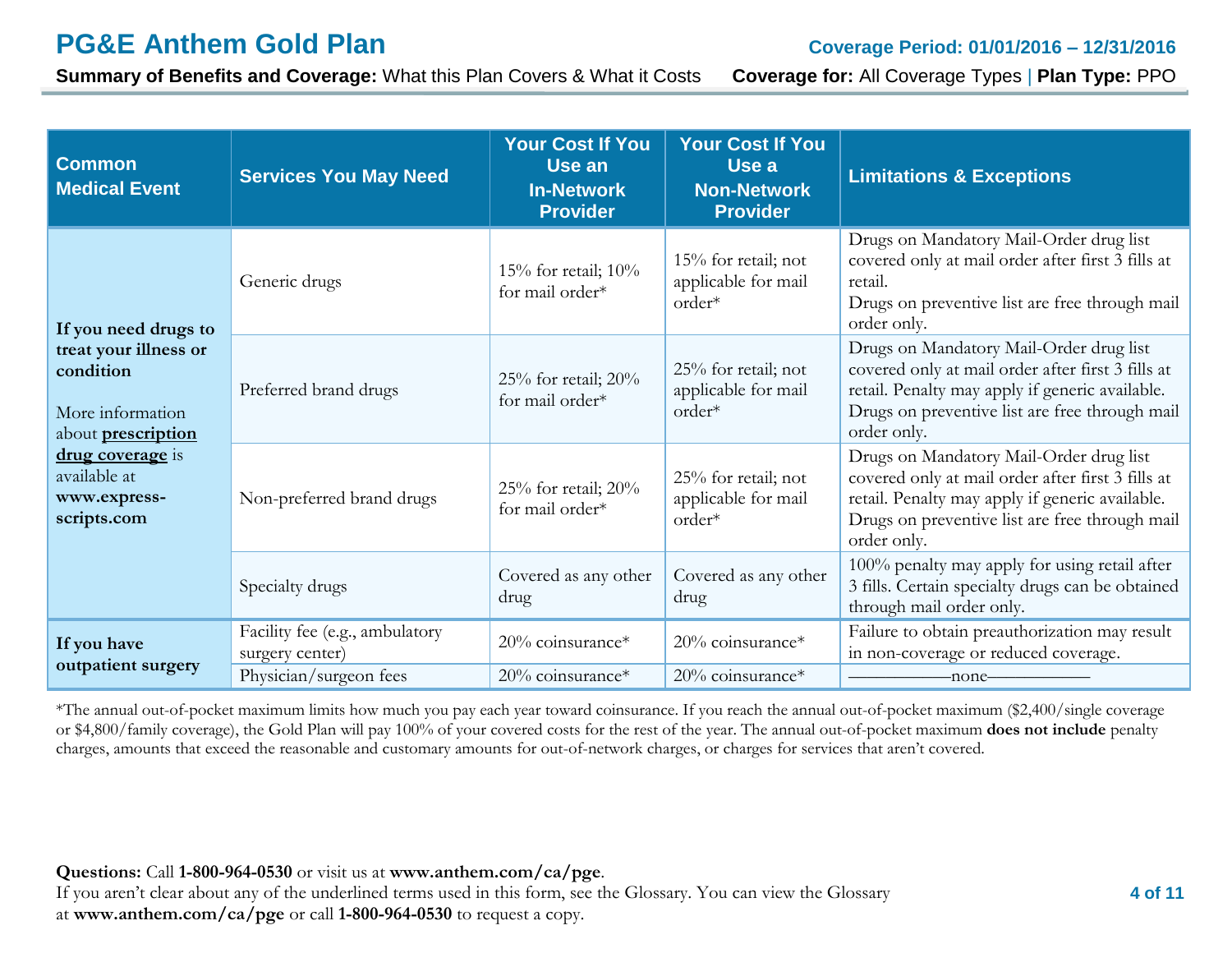| Common Medical Event | Services You May Need | Your Cost If You Use an In-Network Provider | Your Cost If You Use a Non-Network Provider | Limitations & Exceptions |
|---|---|---|---|---|
| **If you need drugs to treat your illness or condition** More information about **prescription drug coverage** is available at **www.express-scripts.com** | Generic drugs | 15% for retail; 10% for mail order* | 15% for retail; not applicable for mail order* | Drugs on Mandatory Mail-Order drug list covered only at mail order after first 3 fills at retail. Drugs on preventive list are free through mail order only. |
| | Preferred brand drugs | 25% for retail; 20% for mail order* | 25% for retail; not applicable for mail order* | Drugs on Mandatory Mail-Order drug list covered only at mail order after first 3 fills at retail. Penalty may apply if generic available. Drugs on preventive list are free through mail order only. |
| | Non-preferred brand drugs | 25% for retail; 20% for mail order* | 25% for retail; not applicable for mail order* | Drugs on Mandatory Mail-Order drug list covered only at mail order after first 3 fills at retail. Penalty may apply if generic available. Drugs on preventive list are free through mail order only. |
| | Specialty drugs | Covered as any other drug | Covered as any other drug | 100% penalty may apply for using retail after 3 fills. Certain specialty drugs can be obtained through mail order only. |
| **If you have outpatient surgery** | Facility fee (e.g., ambulatory surgery center) | 20% coinsurance* | 20% coinsurance* | Failure to obtain preauthorization may result in non-coverage or reduced coverage. |
| | Physician/surgeon fees | 20% coinsurance* | 20% coinsurance* | ——————none—————— |

*The annual out-of-pocket maximum limits how much you pay each year toward coinsurance. If you reach the annual out-of-pocket maximum ($2,400/single coverage or $4,800/family coverage), the Gold Plan will pay 100% of your covered costs for the rest of the year. The annual out-of-pocket maximum **does not include** penalty charges, amounts that exceed the reasonable and customary amounts for out-of-network charges, or charges for services that aren't covered.

**Questions:** Call **1-800-964-0530** or visit us at **www.anthem.com/ca/pge**.
If you aren't clear about any of the underlined terms used in this form, see the Glossary. You can view the Glossary at **www.anthem.com/ca/pge** or call **1-800-964-0530** to request a copy.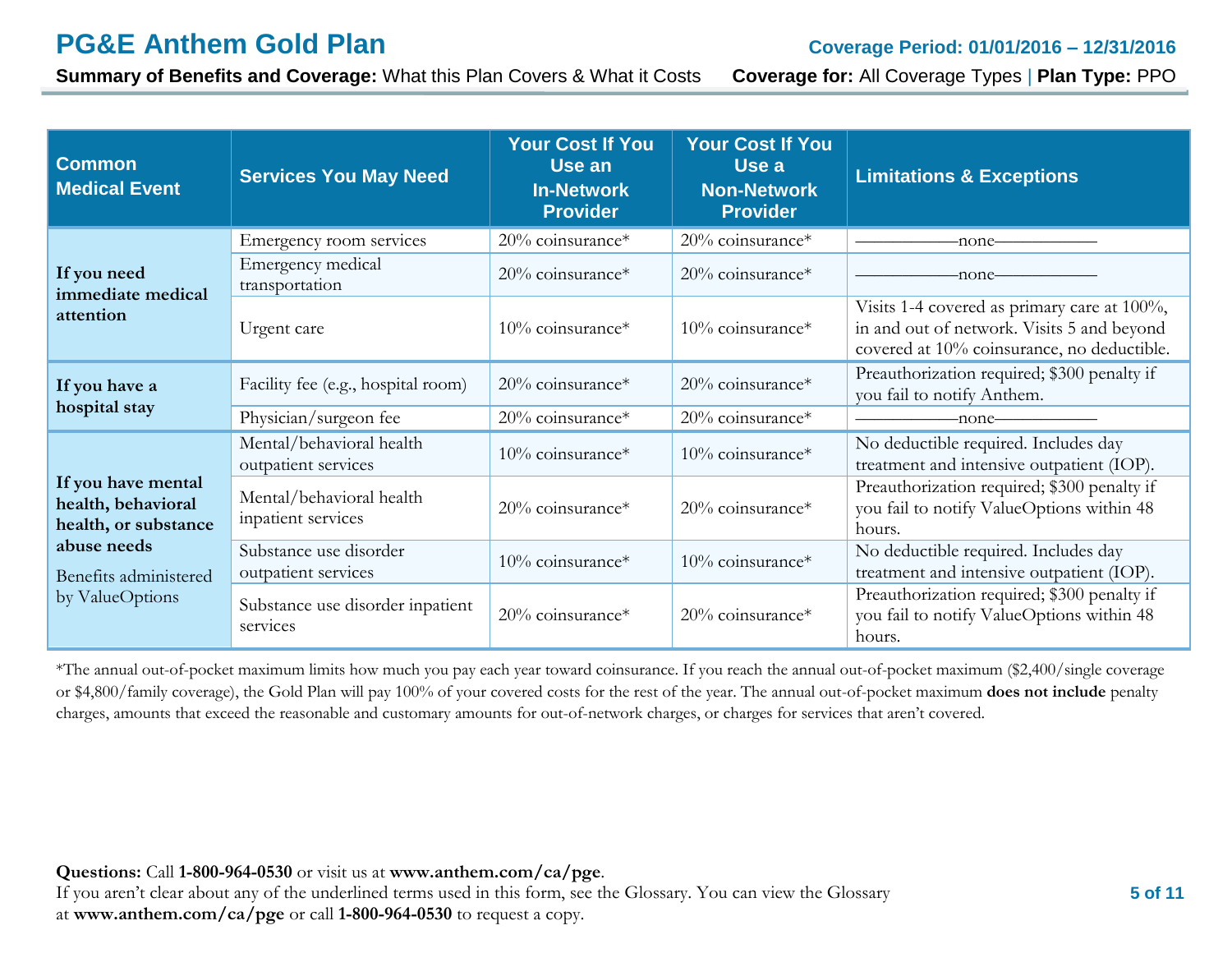# PG&E Anthem Gold Plan

**Coverage Period: 01/01/2016 – 12/31/2016**

**Summary of Benefits and Coverage:** What this Plan Covers & What it Costs **Coverage for:** All Coverage Types | **Plan Type:** PPO

| Common Medical Event | Services You May Need | Your Cost If You Use an In-Network Provider | Your Cost If You Use a Non-Network Provider | Limitations & Exceptions |
|---|---|---|---|---|
| **If you need immediate medical attention** | Emergency room services | 20% coinsurance* | 20% coinsurance* | ——————none—————— |
| | Emergency medical transportation | 20% coinsurance* | 20% coinsurance* | ——————none—————— |
| | Urgent care | 10% coinsurance* | 10% coinsurance* | Visits 1-4 covered as primary care at 100%, in and out of network. Visits 5 and beyond covered at 10% coinsurance, no deductible. |
| **If you have a hospital stay** | Facility fee (e.g., hospital room) | 20% coinsurance* | 20% coinsurance* | Preauthorization required; $300 penalty if you fail to notify Anthem. |
| | Physician/surgeon fee | 20% coinsurance* | 20% coinsurance* | ——————none—————— |
| **If you have mental health, behavioral health, or substance abuse needs** Benefits administered by ValueOptions | Mental/behavioral health outpatient services | 10% coinsurance* | 10% coinsurance* | No deductible required. Includes day treatment and intensive outpatient (IOP). |
| | Mental/behavioral health inpatient services | 20% coinsurance* | 20% coinsurance* | Preauthorization required; $300 penalty if you fail to notify ValueOptions within 48 hours. |
| | Substance use disorder outpatient services | 10% coinsurance* | 10% coinsurance* | No deductible required. Includes day treatment and intensive outpatient (IOP). |
| | Substance use disorder inpatient services | 20% coinsurance* | 20% coinsurance* | Preauthorization required; $300 penalty if you fail to notify ValueOptions within 48 hours. |

*The annual out-of-pocket maximum limits how much you pay each year toward coinsurance. If you reach the annual out-of-pocket maximum ($2,400/single coverage or $4,800/family coverage), the Gold Plan will pay 100% of your covered costs for the rest of the year. The annual out-of-pocket maximum **does not include** penalty charges, amounts that exceed the reasonable and customary amounts for out-of-network charges, or charges for services that aren't covered.

**Questions:** Call **1-800-964-0530** or visit us at **www.anthem.com/ca/pge**.
If you aren't clear about any of the underlined terms used in this form, see the Glossary. You can view the Glossary at **www.anthem.com/ca/pge** or call **1-800-964-0530** to request a copy.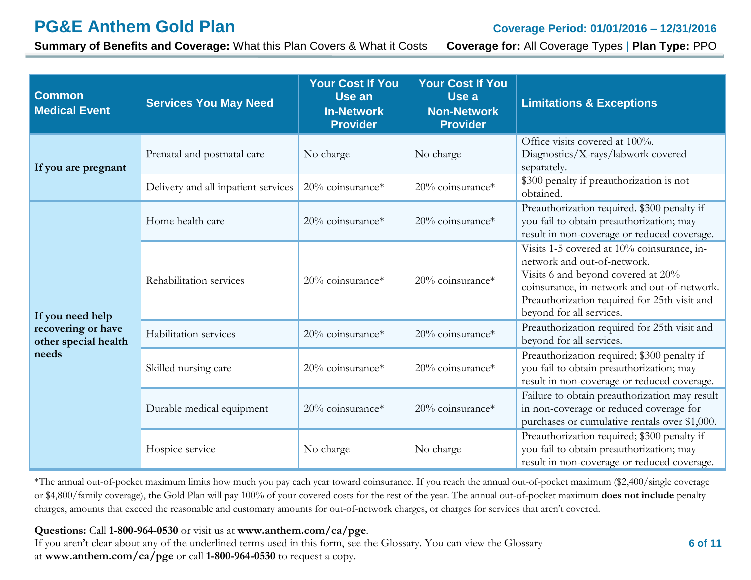| Common Medical Event | Services You May Need | Your Cost If You Use an In-Network Provider | Your Cost If You Use a Non-Network Provider | Limitations & Exceptions |
|---|---|---|---|---|
| **If you are pregnant** | Prenatal and postnatal care | No charge | No charge | Office visits covered at 100%. Diagnostics/X-rays/labwork covered separately. |
| | Delivery and all inpatient services | 20% coinsurance* | 20% coinsurance* | $300 penalty if preauthorization is not obtained. |
| **If you need help recovering or have other special health needs** | Home health care | 20% coinsurance* | 20% coinsurance* | Preauthorization required. $300 penalty if you fail to obtain preauthorization; may result in non-coverage or reduced coverage. |
| | Rehabilitation services | 20% coinsurance* | 20% coinsurance* | Visits 1-5 covered at 10% coinsurance, in-network and out-of-network. Visits 6 and beyond covered at 20% coinsurance, in-network and out-of-network. Preauthorization required for 25th visit and beyond for all services. |
| | Habilitation services | 20% coinsurance* | 20% coinsurance* | Preauthorization required for 25th visit and beyond for all services. |
| | Skilled nursing care | 20% coinsurance* | 20% coinsurance* | Preauthorization required; $300 penalty if you fail to obtain preauthorization; may result in non-coverage or reduced coverage. |
| | Durable medical equipment | 20% coinsurance* | 20% coinsurance* | Failure to obtain preauthorization may result in non-coverage or reduced coverage for purchases or cumulative rentals over $1,000. |
| | Hospice service | No charge | No charge | Preauthorization required; $300 penalty if you fail to obtain preauthorization; may result in non-coverage or reduced coverage. |

*The annual out-of-pocket maximum limits how much you pay each year toward coinsurance. If you reach the annual out-of-pocket maximum ($2,400/single coverage or $4,800/family coverage), the Gold Plan will pay 100% of your covered costs for the rest of the year. The annual out-of-pocket maximum **does not include** penalty charges, amounts that exceed the reasonable and customary amounts for out-of-network charges, or charges for services that aren't covered.

**Questions:** Call **1-800-964-0530** or visit us at **www.anthem.com/ca/pge**.
If you aren't clear about any of the underlined terms used in this form, see the Glossary. You can view the Glossary at **www.anthem.com/ca/pge** or call **1-800-964-0530** to request a copy.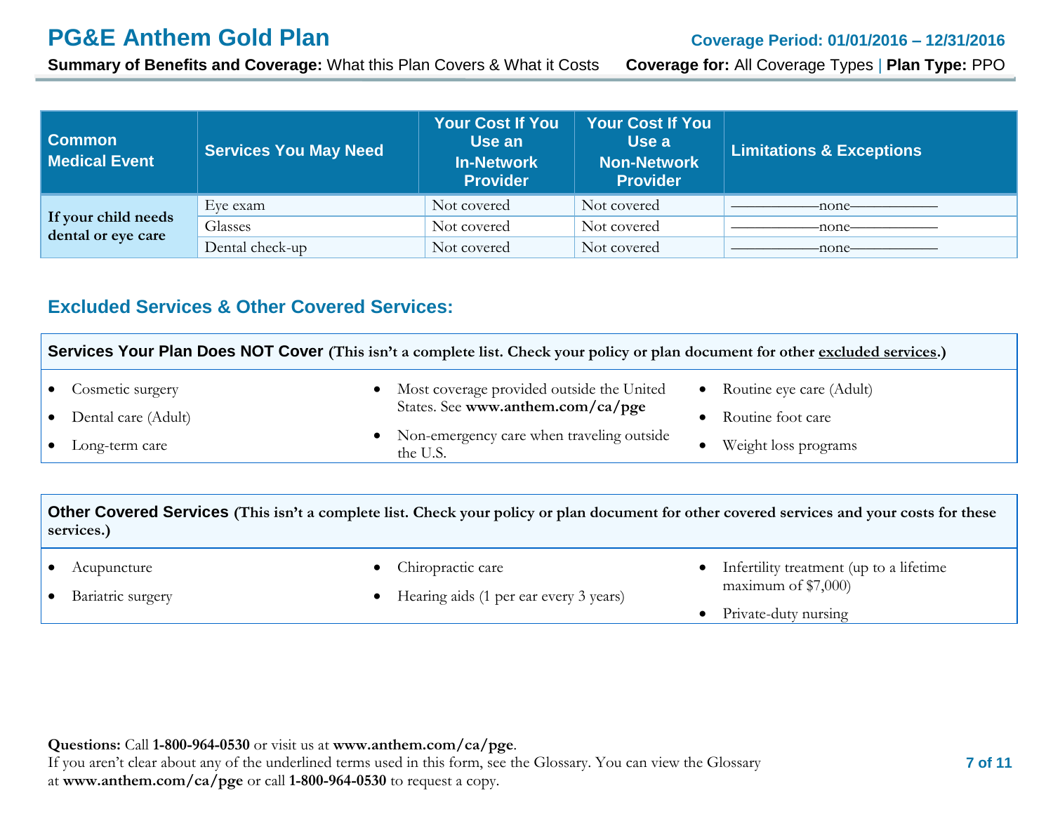# PG&E Anthem Gold Plan

**Coverage Period: 01/01/2016 – 12/31/2016**

**Summary of Benefits and Coverage:** What this Plan Covers & What it Costs **Coverage for:** All Coverage Types | **Plan Type:** PPO

| Common Medical Event | Services You May Need | Your Cost If You Use an In-Network Provider | Your Cost If You Use a Non-Network Provider | Limitations & Exceptions |
|---|---|---|---|---|
| **If your child needs dental or eye care** | Eye exam | Not covered | Not covered | ——————none—————— |
| | Glasses | Not covered | Not covered | ——————none—————— |
| | Dental check-up | Not covered | Not covered | ——————none—————— |

## Excluded Services & Other Covered Services:

**Services Your Plan Does NOT Cover (This isn't a complete list. Check your policy or plan document for other excluded services.)**

- Cosmetic surgery
- Dental care (Adult)
- Long-term care
- Most coverage provided outside the United States. See **www.anthem.com/ca/pge**
- Non-emergency care when traveling outside the U.S.
- Routine eye care (Adult)
- Routine foot care
- Weight loss programs

**Other Covered Services (This isn't a complete list. Check your policy or plan document for other covered services and your costs for these services.)**

- Acupuncture
- Bariatric surgery
- Chiropractic care
- Hearing aids (1 per ear every 3 years)
- Infertility treatment (up to a lifetime maximum of $7,000)
- Private-duty nursing

**Questions:** Call **1-800-964-0530** or visit us at **www.anthem.com/ca/pge**.
If you aren't clear about any of the underlined terms used in this form, see the Glossary. You can view the Glossary at **www.anthem.com/ca/pge** or call **1-800-964-0530** to request a copy.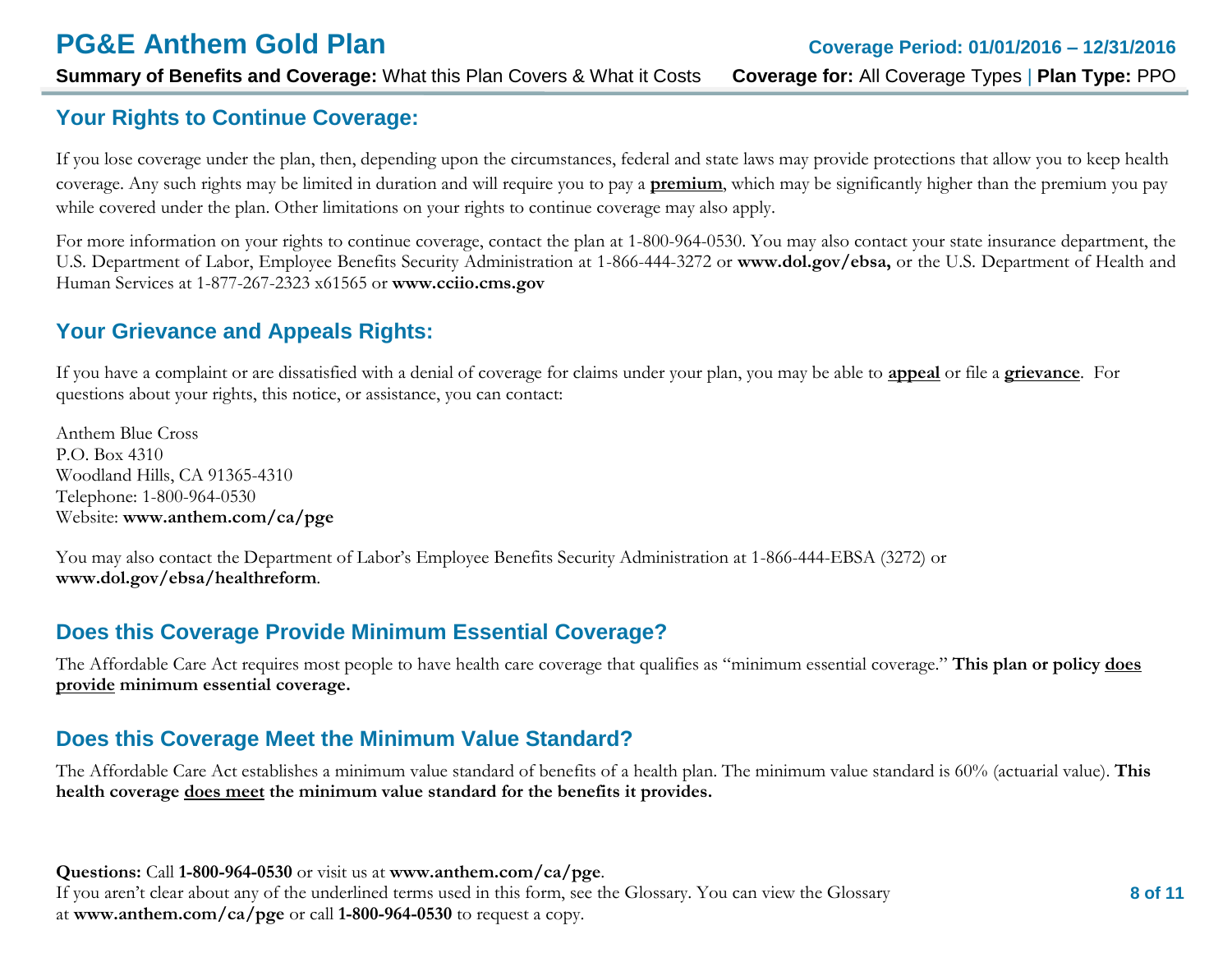## Your Rights to Continue Coverage:

If you lose coverage under the plan, then, depending upon the circumstances, federal and state laws may provide protections that allow you to keep health coverage. Any such rights may be limited in duration and will require you to pay a **premium**, which may be significantly higher than the premium you pay while covered under the plan. Other limitations on your rights to continue coverage may also apply.

For more information on your rights to continue coverage, contact the plan at 1-800-964-0530. You may also contact your state insurance department, the U.S. Department of Labor, Employee Benefits Security Administration at 1-866-444-3272 or **www.dol.gov/ebsa,** or the U.S. Department of Health and Human Services at 1-877-267-2323 x61565 or **www.cciio.cms.gov**

## Your Grievance and Appeals Rights:

If you have a complaint or are dissatisfied with a denial of coverage for claims under your plan, you may be able to **appeal** or file a **grievance**. For questions about your rights, this notice, or assistance, you can contact:

Anthem Blue Cross
P.O. Box 4310
Woodland Hills, CA 91365-4310
Telephone: 1-800-964-0530
Website: **www.anthem.com/ca/pge**

You may also contact the Department of Labor's Employee Benefits Security Administration at 1-866-444-EBSA (3272) or **www.dol.gov/ebsa/healthreform**.

## Does this Coverage Provide Minimum Essential Coverage?

The Affordable Care Act requires most people to have health care coverage that qualifies as "minimum essential coverage." **This plan or policy does provide minimum essential coverage.**

## Does this Coverage Meet the Minimum Value Standard?

The Affordable Care Act establishes a minimum value standard of benefits of a health plan. The minimum value standard is 60% (actuarial value). **This health coverage does meet the minimum value standard for the benefits it provides.**

**Questions:** Call **1-800-964-0530** or visit us at **www.anthem.com/ca/pge**.
If you aren't clear about any of the underlined terms used in this form, see the Glossary. You can view the Glossary at **www.anthem.com/ca/pge** or call **1-800-964-0530** to request a copy.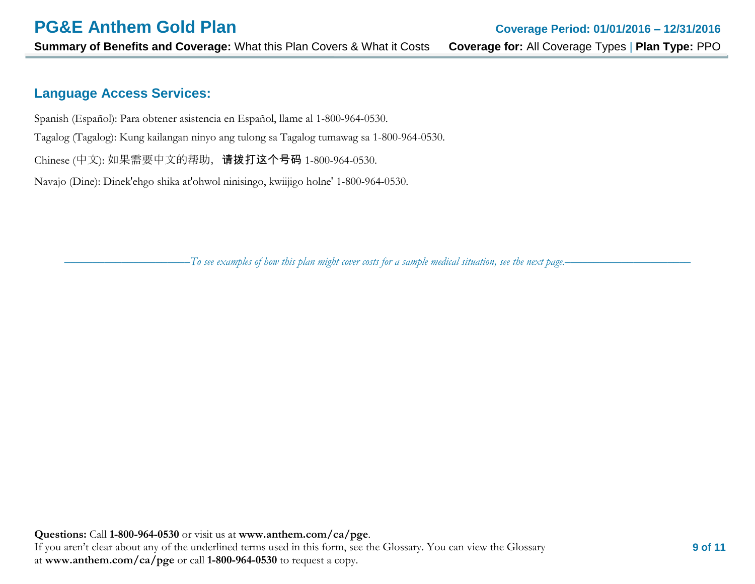## Language Access Services:

Spanish (Español): Para obtener asistencia en Español, llame al 1-800-964-0530.

Tagalog (Tagalog): Kung kailangan ninyo ang tulong sa Tagalog tumawag sa 1-800-964-0530.

Chinese (中文): 如果需要中文的帮助，**请拨打这个号码** 1-800-964-0530.

Navajo (Dine): Dinek'ehgo shika at'ohwol ninisingo, kwiijigo holne' 1-800-964-0530.

*To see examples of how this plan might cover costs for a sample medical situation, see the next page.*

**Questions:** Call **1-800-964-0530** or visit us at **www.anthem.com/ca/pge**.
If you aren't clear about any of the underlined terms used in this form, see the Glossary. You can view the Glossary at **www.anthem.com/ca/pge** or call **1-800-964-0530** to request a copy.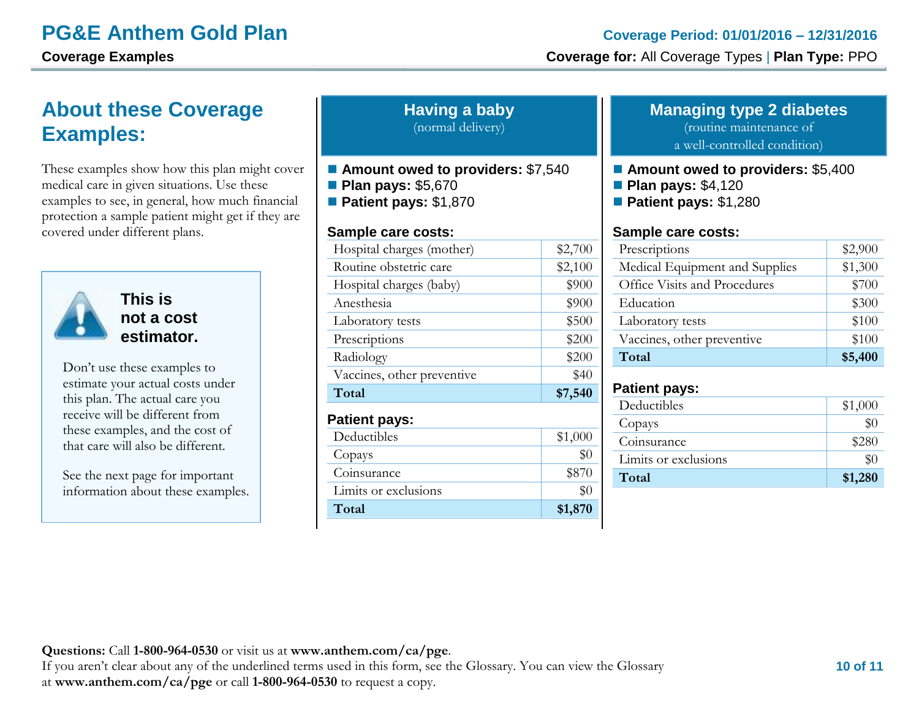# PG&E Anthem Gold Plan

**Coverage Examples**

**Coverage Period: 01/01/2016 – 12/31/2016**

**Coverage for:** All Coverage Types | **Plan Type:** PPO

## About these Coverage Examples:

These examples show how this plan might cover medical care in given situations. Use these examples to see, in general, how much financial protection a sample patient might get if they are covered under different plans.

**This is not a cost estimator.**

Don't use these examples to estimate your actual costs under this plan. The actual care you receive will be different from these examples, and the cost of that care will also be different.

See the next page for important information about these examples.

## Having a baby

(normal delivery)

- **Amount owed to providers:** $7,540
- **Plan pays:** $5,670
- **Patient pays:** $1,870

**Sample care costs:**

| Sample care costs | |
|---|---|
| Hospital charges (mother) | $2,700 |
| Routine obstetric care | $2,100 |
| Hospital charges (baby) | $900 |
| Anesthesia | $900 |
| Laboratory tests | $500 |
| Prescriptions | $200 |
| Radiology | $200 |
| Vaccines, other preventive | $40 |
| **Total** | **$7,540** |

**Patient pays:**

| Patient pays | |
|---|---|
| Deductibles | $1,000 |
| Copays | $0 |
| Coinsurance | $870 |
| Limits or exclusions | $0 |
| **Total** | **$1,870** |

## Managing type 2 diabetes

(routine maintenance of a well-controlled condition)

- **Amount owed to providers:** $5,400
- **Plan pays:** $4,120
- **Patient pays:** $1,280

**Sample care costs:**

| Sample care costs | |
|---|---|
| Prescriptions | $2,900 |
| Medical Equipment and Supplies | $1,300 |
| Office Visits and Procedures | $700 |
| Education | $300 |
| Laboratory tests | $100 |
| Vaccines, other preventive | $100 |
| **Total** | **$5,400** |

**Patient pays:**

| Patient pays | |
|---|---|
| Deductibles | $1,000 |
| Copays | $0 |
| Coinsurance | $280 |
| Limits or exclusions | $0 |
| **Total** | **$1,280** |

**Questions:** Call **1-800-964-0530** or visit us at **www.anthem.com/ca/pge**.
If you aren't clear about any of the underlined terms used in this form, see the Glossary. You can view the Glossary at **www.anthem.com/ca/pge** or call **1-800-964-0530** to request a copy.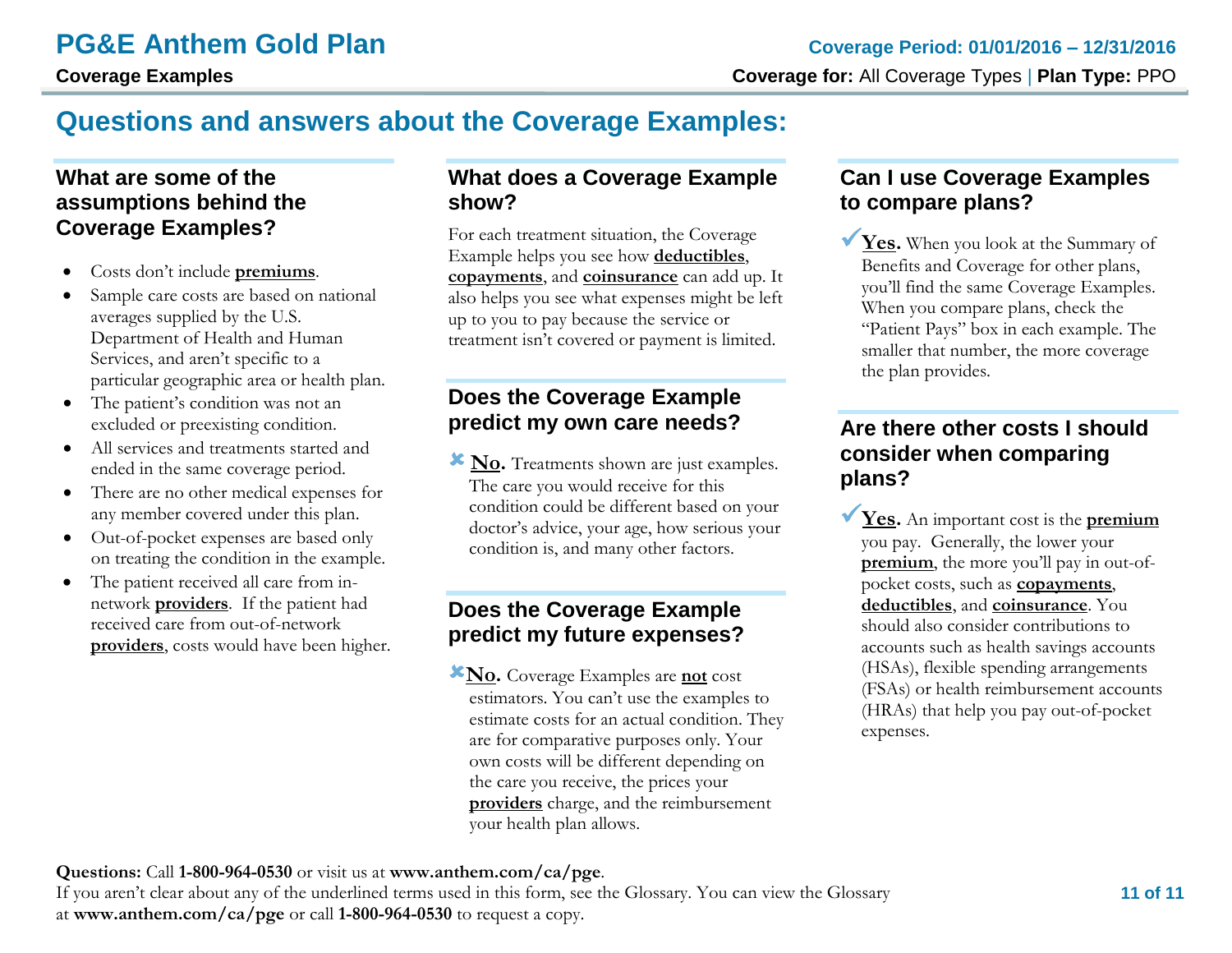# Questions and answers about the Coverage Examples:

## What are some of the assumptions behind the Coverage Examples?

- Costs don't include **premiums**.
- Sample care costs are based on national averages supplied by the U.S. Department of Health and Human Services, and aren't specific to a particular geographic area or health plan.
- The patient's condition was not an excluded or preexisting condition.
- All services and treatments started and ended in the same coverage period.
- There are no other medical expenses for any member covered under this plan.
- Out-of-pocket expenses are based only on treating the condition in the example.
- The patient received all care from in-network **providers**. If the patient had received care from out-of-network **providers**, costs would have been higher.

## What does a Coverage Example show?

For each treatment situation, the Coverage Example helps you see how **deductibles**, **copayments**, and **coinsurance** can add up. It also helps you see what expenses might be left up to you to pay because the service or treatment isn't covered or payment is limited.

## Does the Coverage Example predict my own care needs?

✖ **No.** Treatments shown are just examples. The care you would receive for this condition could be different based on your doctor's advice, your age, how serious your condition is, and many other factors.

## Does the Coverage Example predict my future expenses?

✖ **No.** Coverage Examples are **not** cost estimators. You can't use the examples to estimate costs for an actual condition. They are for comparative purposes only. Your own costs will be different depending on the care you receive, the prices your **providers** charge, and the reimbursement your health plan allows.

## Can I use Coverage Examples to compare plans?

✔ **Yes.** When you look at the Summary of Benefits and Coverage for other plans, you'll find the same Coverage Examples. When you compare plans, check the "Patient Pays" box in each example. The smaller that number, the more coverage the plan provides.

## Are there other costs I should consider when comparing plans?

✔ **Yes.** An important cost is the **premium** you pay. Generally, the lower your **premium**, the more you'll pay in out-of-pocket costs, such as **copayments**, **deductibles**, and **coinsurance**. You should also consider contributions to accounts such as health savings accounts (HSAs), flexible spending arrangements (FSAs) or health reimbursement accounts (HRAs) that help you pay out-of-pocket expenses.

**Questions:** Call **1-800-964-0530** or visit us at **www.anthem.com/ca/pge**.
If you aren't clear about any of the underlined terms used in this form, see the Glossary. You can view the Glossary at **www.anthem.com/ca/pge** or call **1-800-964-0530** to request a copy.